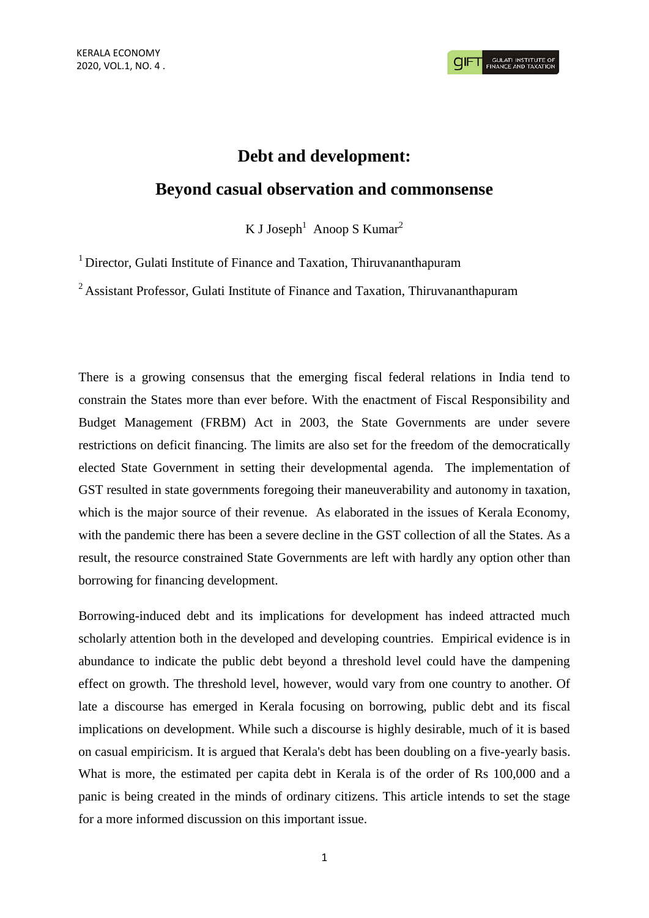# Debt and development:

# Beyond casual observation and commonsense

K J Joseph[1] Anoop S Kumar[2]

[1] Director, Gulati Institute of Finance and Taxation, Thiruvananthapuram

[2] Assistant Professor, Gulati Institute of Finance and Taxation, Thiruvananthapuram

There is a growing consensus that the emerging fiscal federal relations in India tend to constrain the States more than ever before. With the enactment of Fiscal Responsibility and Budget Management (FRBM) Act in 2003, the State Governments are under severe restrictions on deficit financing. The limits are also set for the freedom of the democratically elected State Government in setting their developmental agenda. The implementation of GST resulted in state governments foregoing their maneuverability and autonomy in taxation, which is the major source of their revenue. As elaborated in the issues of Kerala Economy, with the pandemic there has been a severe decline in the GST collection of all the States. As a result, the resource constrained State Governments are left with hardly any option other than borrowing for financing development.

Borrowing-induced debt and its implications for development has indeed attracted much scholarly attention both in the developed and developing countries. Empirical evidence is in abundance to indicate the public debt beyond a threshold level could have the dampening effect on growth. The threshold level, however, would vary from one country to another. Of late a discourse has emerged in Kerala focusing on borrowing, public debt and its fiscal implications on development. While such a discourse is highly desirable, much of it is based on casual empiricism. It is argued that Kerala's debt has been doubling on a five-yearly basis. What is more, the estimated per capita debt in Kerala is of the order of Rs 100,000 and a panic is being created in the minds of ordinary citizens. This article intends to set the stage for a more informed discussion on this important issue.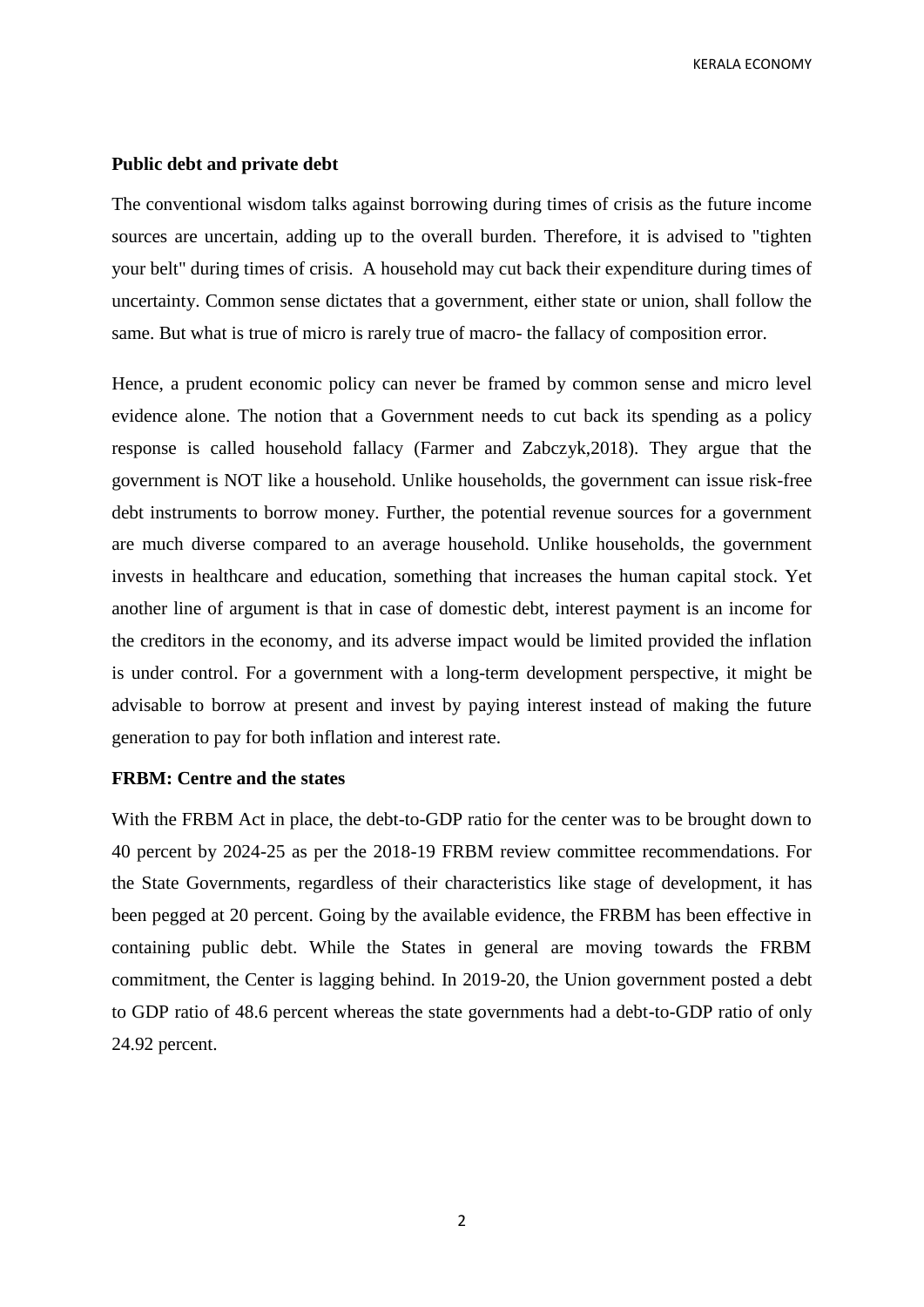## Public debt and private debt

The conventional wisdom talks against borrowing during times of crisis as the future income sources are uncertain, adding up to the overall burden. Therefore, it is advised to "tighten your belt" during times of crisis. A household may cut back their expenditure during times of uncertainty. Common sense dictates that a government, either state or union, shall follow the same. But what is true of micro is rarely true of macro- the fallacy of composition error.

Hence, a prudent economic policy can never be framed by common sense and micro level evidence alone. The notion that a Government needs to cut back its spending as a policy response is called household fallacy (Farmer and Zabczyk,2018). They argue that the government is NOT like a household. Unlike households, the government can issue risk-free debt instruments to borrow money. Further, the potential revenue sources for a government are much diverse compared to an average household. Unlike households, the government invests in healthcare and education, something that increases the human capital stock. Yet another line of argument is that in case of domestic debt, interest payment is an income for the creditors in the economy, and its adverse impact would be limited provided the inflation is under control. For a government with a long-term development perspective, it might be advisable to borrow at present and invest by paying interest instead of making the future generation to pay for both inflation and interest rate.

## FRBM: Centre and the states

With the FRBM Act in place, the debt-to-GDP ratio for the center was to be brought down to 40 percent by 2024-25 as per the 2018-19 FRBM review committee recommendations. For the State Governments, regardless of their characteristics like stage of development, it has been pegged at 20 percent. Going by the available evidence, the FRBM has been effective in containing public debt. While the States in general are moving towards the FRBM commitment, the Center is lagging behind. In 2019-20, the Union government posted a debt to GDP ratio of 48.6 percent whereas the state governments had a debt-to-GDP ratio of only 24.92 percent.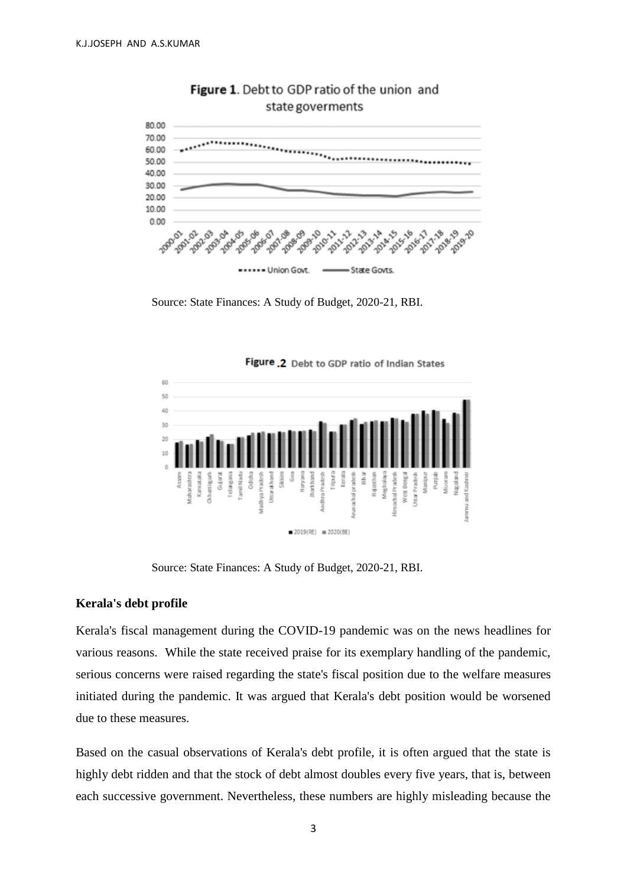**Figure 1**. Debt to GDP ratio of the union and state goverments

Source: State Finances: A Study of Budget, 2020-21, RBI.

**Figure .2** Debt to GDP ratio of Indian States

Source: State Finances: A Study of Budget, 2020-21, RBI.

**Kerala's debt profile**

Kerala's fiscal management during the COVID-19 pandemic was on the news headlines for various reasons. While the state received praise for its exemplary handling of the pandemic, serious concerns were raised regarding the state's fiscal position due to the welfare measures initiated during the pandemic. It was argued that Kerala's debt position would be worsened due to these measures.

Based on the casual observations of Kerala's debt profile, it is often argued that the state is highly debt ridden and that the stock of debt almost doubles every five years, that is, between each successive government. Nevertheless, these numbers are highly misleading because the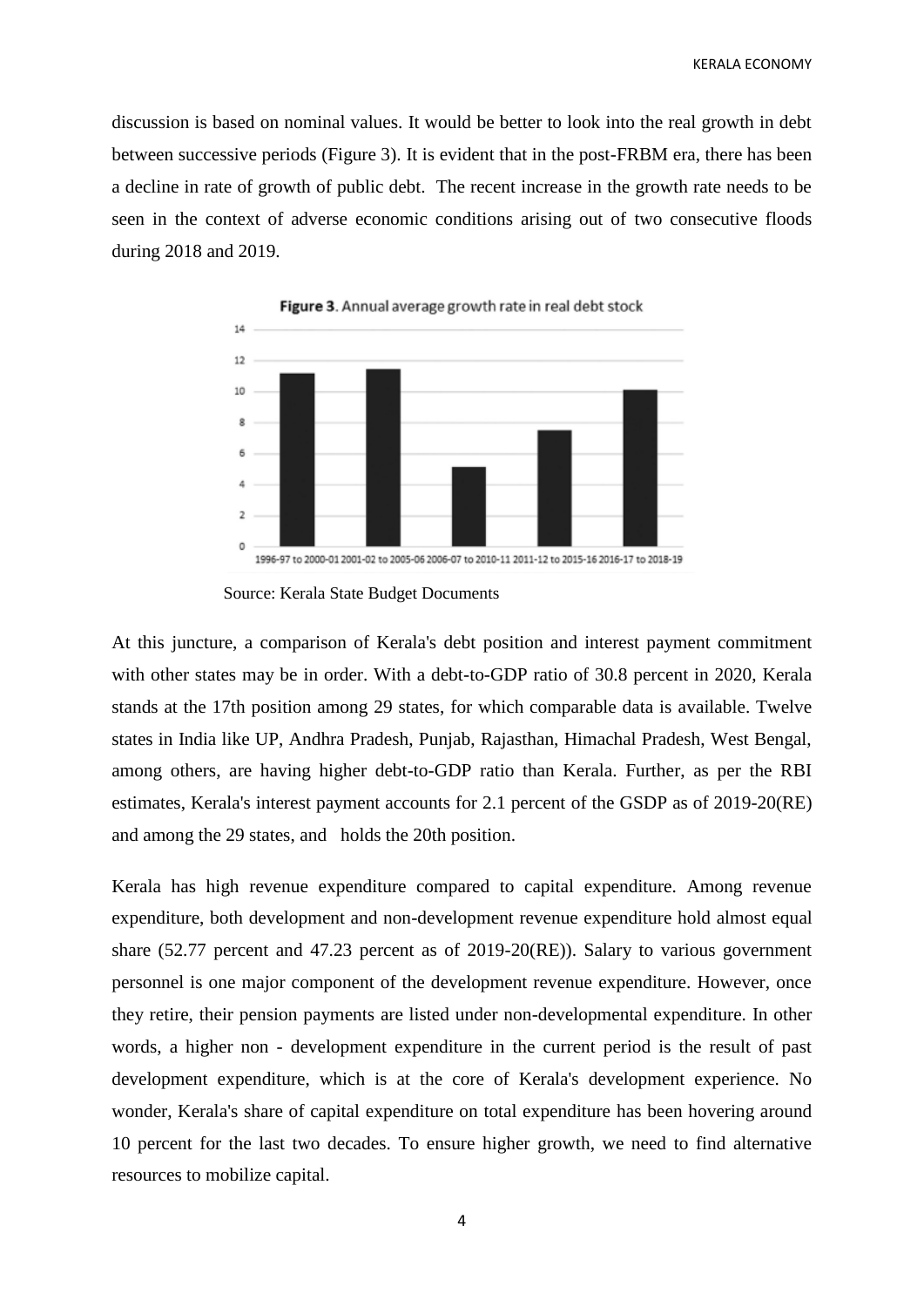discussion is based on nominal values. It would be better to look into the real growth in debt between successive periods (Figure 3). It is evident that in the post-FRBM era, there has been a decline in rate of growth of public debt. The recent increase in the growth rate needs to be seen in the context of adverse economic conditions arising out of two consecutive floods during 2018 and 2019.

**Figure 3**. Annual average growth rate in real debt stock

Source: Kerala State Budget Documents

At this juncture, a comparison of Kerala's debt position and interest payment commitment with other states may be in order. With a debt-to-GDP ratio of 30.8 percent in 2020, Kerala stands at the 17th position among 29 states, for which comparable data is available. Twelve states in India like UP, Andhra Pradesh, Punjab, Rajasthan, Himachal Pradesh, West Bengal, among others, are having higher debt-to-GDP ratio than Kerala. Further, as per the RBI estimates, Kerala's interest payment accounts for 2.1 percent of the GSDP as of 2019-20(RE) and among the 29 states, and holds the 20th position.

Kerala has high revenue expenditure compared to capital expenditure. Among revenue expenditure, both development and non-development revenue expenditure hold almost equal share (52.77 percent and 47.23 percent as of 2019-20(RE)). Salary to various government personnel is one major component of the development revenue expenditure. However, once they retire, their pension payments are listed under non-developmental expenditure. In other words, a higher non - development expenditure in the current period is the result of past development expenditure, which is at the core of Kerala's development experience. No wonder, Kerala's share of capital expenditure on total expenditure has been hovering around 10 percent for the last two decades. To ensure higher growth, we need to find alternative resources to mobilize capital.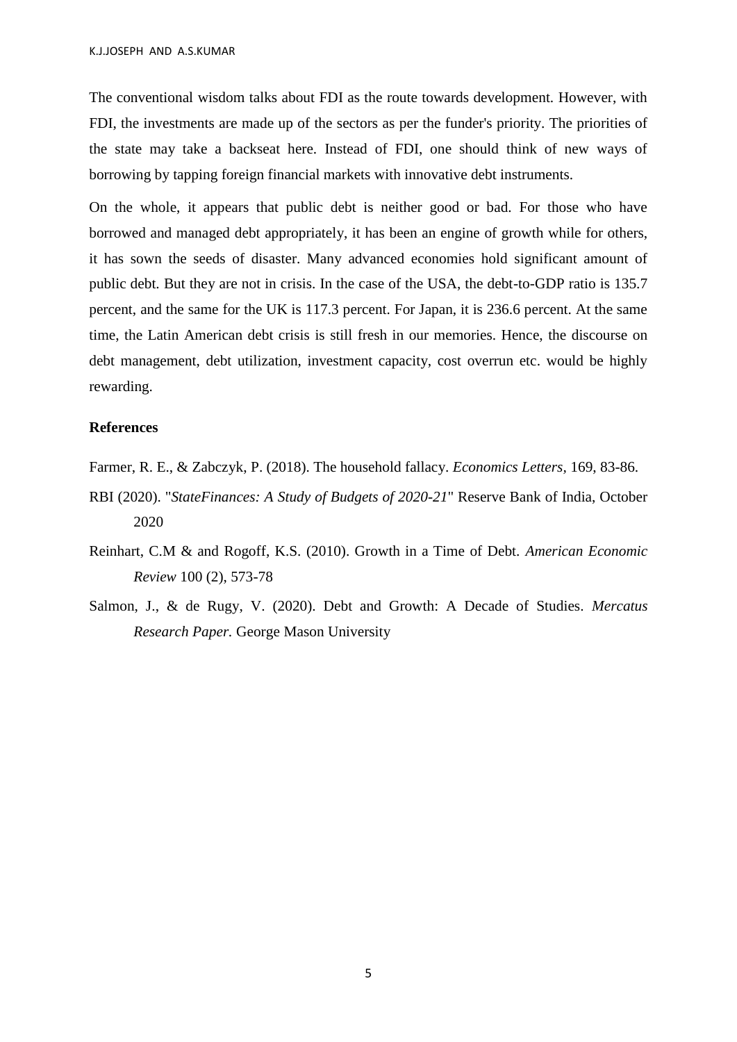The conventional wisdom talks about FDI as the route towards development. However, with FDI, the investments are made up of the sectors as per the funder's priority. The priorities of the state may take a backseat here. Instead of FDI, one should think of new ways of borrowing by tapping foreign financial markets with innovative debt instruments.

On the whole, it appears that public debt is neither good or bad. For those who have borrowed and managed debt appropriately, it has been an engine of growth while for others, it has sown the seeds of disaster. Many advanced economies hold significant amount of public debt. But they are not in crisis. In the case of the USA, the debt-to-GDP ratio is 135.7 percent, and the same for the UK is 117.3 percent. For Japan, it is 236.6 percent. At the same time, the Latin American debt crisis is still fresh in our memories. Hence, the discourse on debt management, debt utilization, investment capacity, cost overrun etc. would be highly rewarding.

**References**

Farmer, R. E., & Zabczyk, P. (2018). The household fallacy. *Economics Letters*, 169, 83-86.

RBI (2020). "*StateFinances: A Study of Budgets of 2020-21*" Reserve Bank of India, October 2020

Reinhart, C.M & and Rogoff, K.S. (2010). Growth in a Time of Debt. *American Economic Review* 100 (2), 573-78

Salmon, J., & de Rugy, V. (2020). Debt and Growth: A Decade of Studies. *Mercatus Research Paper.* George Mason University